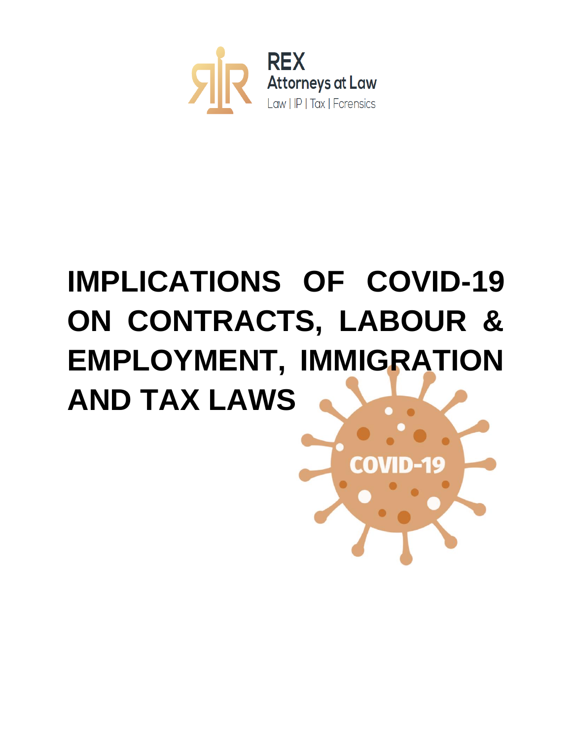REX
Attorneys at Law
Law | IP | Tax | Forensics

# IMPLICATIONS OF COVID-19 ON CONTRACTS, LABOUR & EMPLOYMENT, IMMIGRATION AND TAX LAWS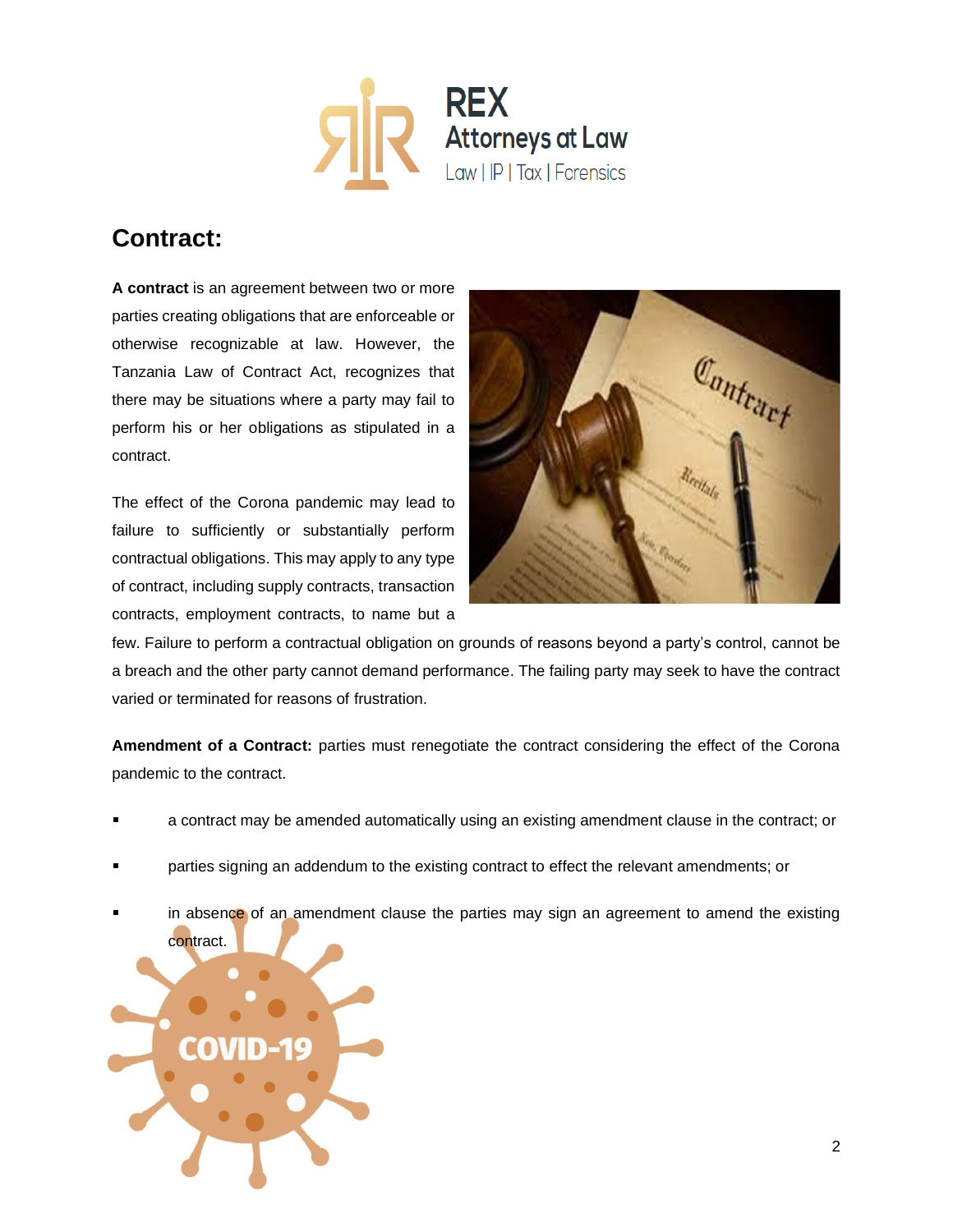## Contract:

**A contract** is an agreement between two or more parties creating obligations that are enforceable or otherwise recognizable at law. However, the Tanzania Law of Contract Act, recognizes that there may be situations where a party may fail to perform his or her obligations as stipulated in a contract.

The effect of the Corona pandemic may lead to failure to sufficiently or substantially perform contractual obligations. This may apply to any type of contract, including supply contracts, transaction contracts, employment contracts, to name but a few. Failure to perform a contractual obligation on grounds of reasons beyond a party's control, cannot be a breach and the other party cannot demand performance. The failing party may seek to have the contract varied or terminated for reasons of frustration.

**Amendment of a Contract:** parties must renegotiate the contract considering the effect of the Corona pandemic to the contract.

- a contract may be amended automatically using an existing amendment clause in the contract; or
- parties signing an addendum to the existing contract to effect the relevant amendments; or
- in absence of an amendment clause the parties may sign an agreement to amend the existing contract.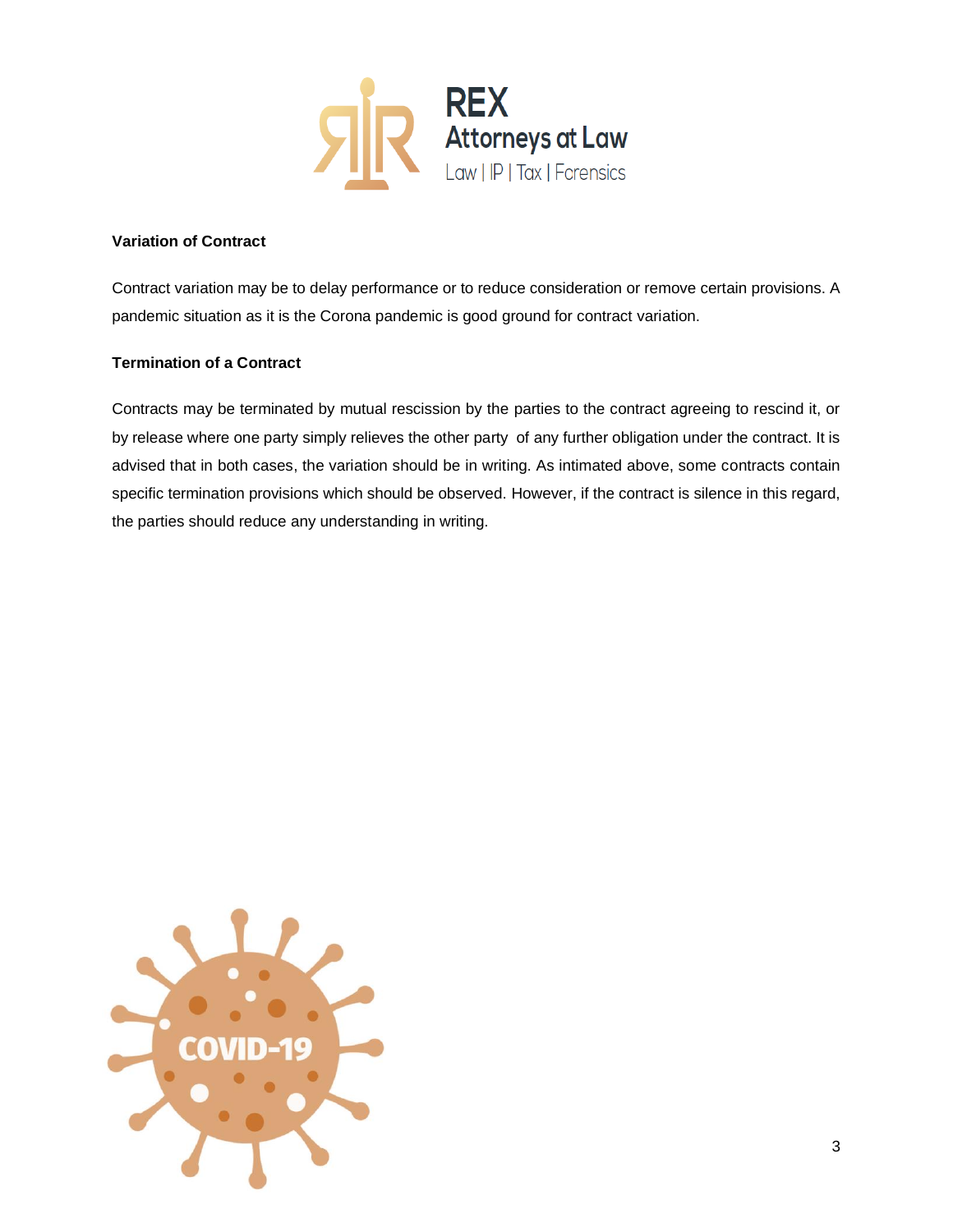**Variation of Contract**

Contract variation may be to delay performance or to reduce consideration or remove certain provisions. A pandemic situation as it is the Corona pandemic is good ground for contract variation.

**Termination of a Contract**

Contracts may be terminated by mutual rescission by the parties to the contract agreeing to rescind it, or by release where one party simply relieves the other party of any further obligation under the contract. It is advised that in both cases, the variation should be in writing. As intimated above, some contracts contain specific termination provisions which should be observed. However, if the contract is silence in this regard, the parties should reduce any understanding in writing.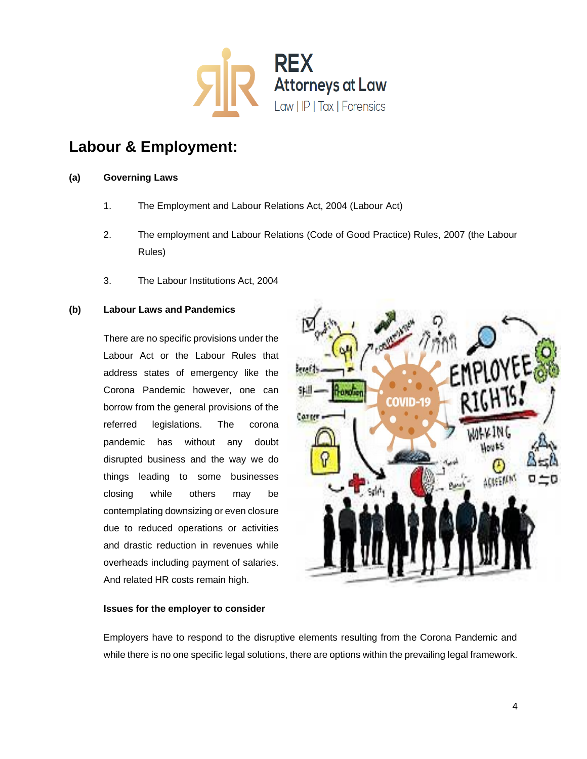# Labour & Employment:

**(a) Governing Laws**

1. The Employment and Labour Relations Act, 2004 (Labour Act)

2. The employment and Labour Relations (Code of Good Practice) Rules, 2007 (the Labour Rules)

3. The Labour Institutions Act, 2004

**(b) Labour Laws and Pandemics**

There are no specific provisions under the Labour Act or the Labour Rules that address states of emergency like the Corona Pandemic however, one can borrow from the general provisions of the referred legislations. The corona pandemic has without any doubt disrupted business and the way we do things leading to some businesses closing while others may be contemplating downsizing or even closure due to reduced operations or activities and drastic reduction in revenues while overheads including payment of salaries. And related HR costs remain high.

**Issues for the employer to consider**

Employers have to respond to the disruptive elements resulting from the Corona Pandemic and while there is no one specific legal solutions, there are options within the prevailing legal framework.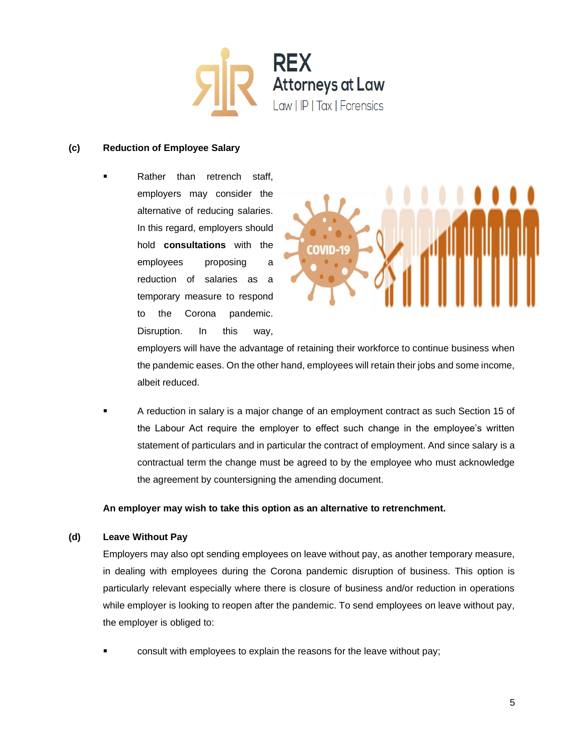### (c) Reduction of Employee Salary

- Rather than retrench staff, employers may consider the alternative of reducing salaries. In this regard, employers should hold **consultations** with the employees proposing a reduction of salaries as a temporary measure to respond to the Corona pandemic. Disruption. In this way, employers will have the advantage of retaining their workforce to continue business when the pandemic eases. On the other hand, employees will retain their jobs and some income, albeit reduced.

- A reduction in salary is a major change of an employment contract as such Section 15 of the Labour Act require the employer to effect such change in the employee's written statement of particulars and in particular the contract of employment. And since salary is a contractual term the change must be agreed to by the employee who must acknowledge the agreement by countersigning the amending document.

**An employer may wish to take this option as an alternative to retrenchment.**

### (d) Leave Without Pay

Employers may also opt sending employees on leave without pay, as another temporary measure, in dealing with employees during the Corona pandemic disruption of business. This option is particularly relevant especially where there is closure of business and/or reduction in operations while employer is looking to reopen after the pandemic. To send employees on leave without pay, the employer is obliged to:

- consult with employees to explain the reasons for the leave without pay;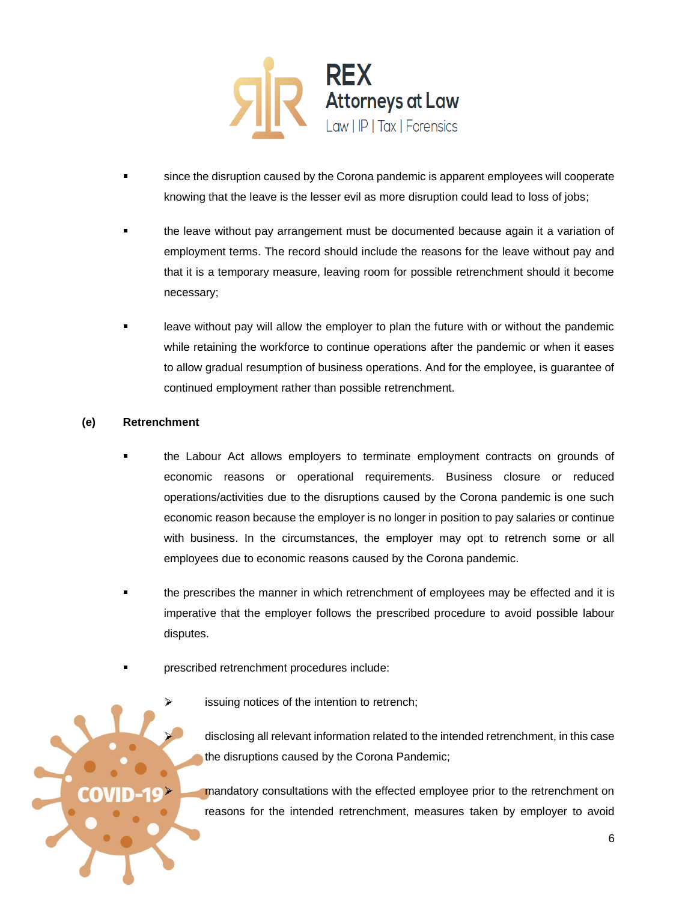- since the disruption caused by the Corona pandemic is apparent employees will cooperate knowing that the leave is the lesser evil as more disruption could lead to loss of jobs;

- the leave without pay arrangement must be documented because again it a variation of employment terms. The record should include the reasons for the leave without pay and that it is a temporary measure, leaving room for possible retrenchment should it become necessary;

- leave without pay will allow the employer to plan the future with or without the pandemic while retaining the workforce to continue operations after the pandemic or when it eases to allow gradual resumption of business operations. And for the employee, is guarantee of continued employment rather than possible retrenchment.

**(e) Retrenchment**

- the Labour Act allows employers to terminate employment contracts on grounds of economic reasons or operational requirements. Business closure or reduced operations/activities due to the disruptions caused by the Corona pandemic is one such economic reason because the employer is no longer in position to pay salaries or continue with business. In the circumstances, the employer may opt to retrench some or all employees due to economic reasons caused by the Corona pandemic.

- the prescribes the manner in which retrenchment of employees may be effected and it is imperative that the employer follows the prescribed procedure to avoid possible labour disputes.

- prescribed retrenchment procedures include:

  - issuing notices of the intention to retrench;

  - disclosing all relevant information related to the intended retrenchment, in this case the disruptions caused by the Corona Pandemic;

  - mandatory consultations with the effected employee prior to the retrenchment on reasons for the intended retrenchment, measures taken by employer to avoid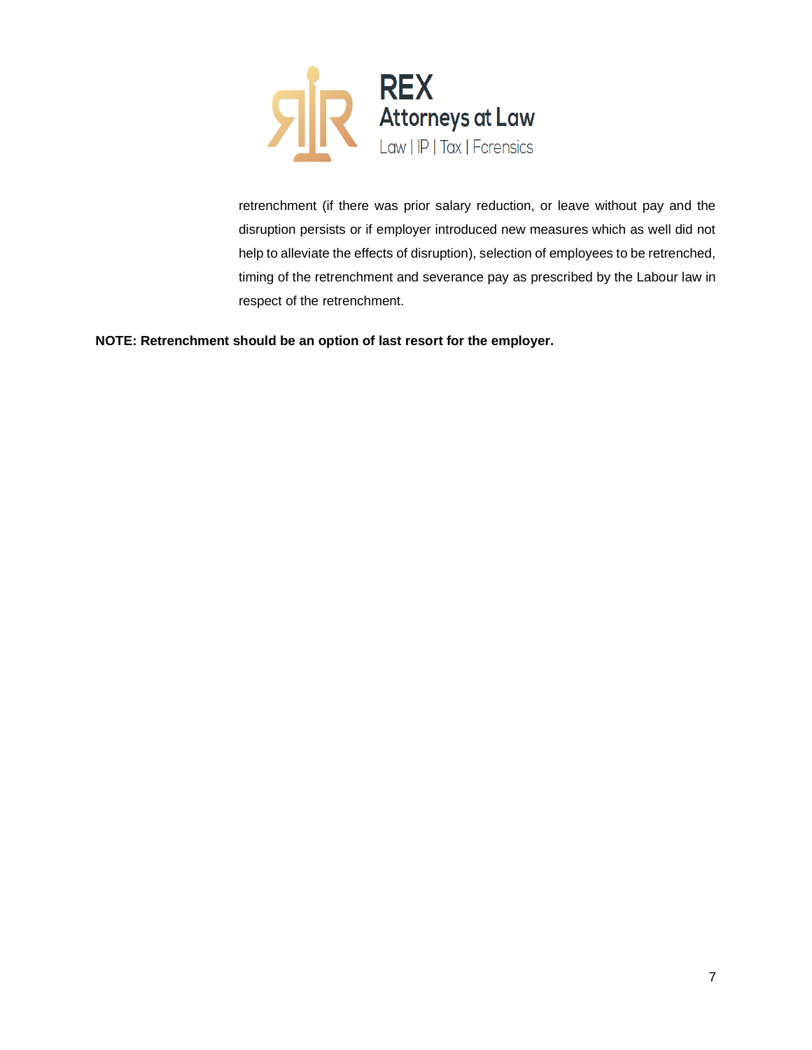retrenchment (if there was prior salary reduction, or leave without pay and the disruption persists or if employer introduced new measures which as well did not help to alleviate the effects of disruption), selection of employees to be retrenched, timing of the retrenchment and severance pay as prescribed by the Labour law in respect of the retrenchment.

**NOTE: Retrenchment should be an option of last resort for the employer.**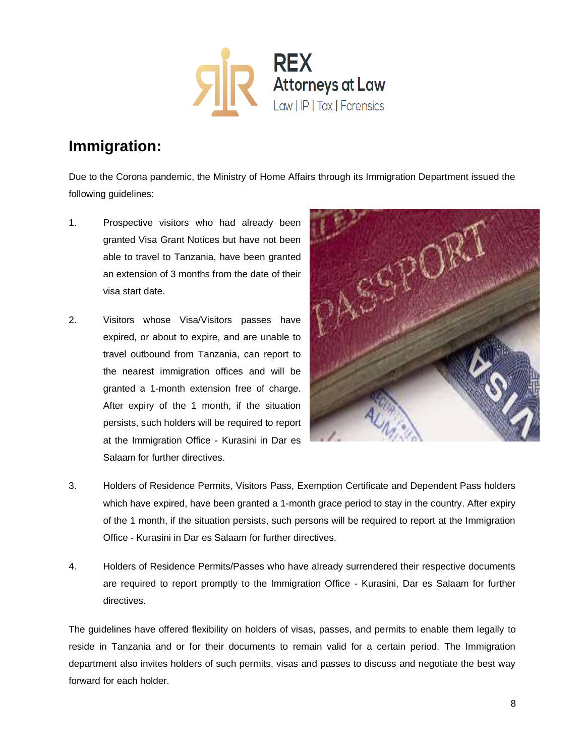## Immigration:

Due to the Corona pandemic, the Ministry of Home Affairs through its Immigration Department issued the following guidelines:

1. Prospective visitors who had already been granted Visa Grant Notices but have not been able to travel to Tanzania, have been granted an extension of 3 months from the date of their visa start date.

2. Visitors whose Visa/Visitors passes have expired, or about to expire, and are unable to travel outbound from Tanzania, can report to the nearest immigration offices and will be granted a 1-month extension free of charge. After expiry of the 1 month, if the situation persists, such holders will be required to report at the Immigration Office - Kurasini in Dar es Salaam for further directives.

3. Holders of Residence Permits, Visitors Pass, Exemption Certificate and Dependent Pass holders which have expired, have been granted a 1-month grace period to stay in the country. After expiry of the 1 month, if the situation persists, such persons will be required to report at the Immigration Office - Kurasini in Dar es Salaam for further directives.

4. Holders of Residence Permits/Passes who have already surrendered their respective documents are required to report promptly to the Immigration Office - Kurasini, Dar es Salaam for further directives.

The guidelines have offered flexibility on holders of visas, passes, and permits to enable them legally to reside in Tanzania and or for their documents to remain valid for a certain period. The Immigration department also invites holders of such permits, visas and passes to discuss and negotiate the best way forward for each holder.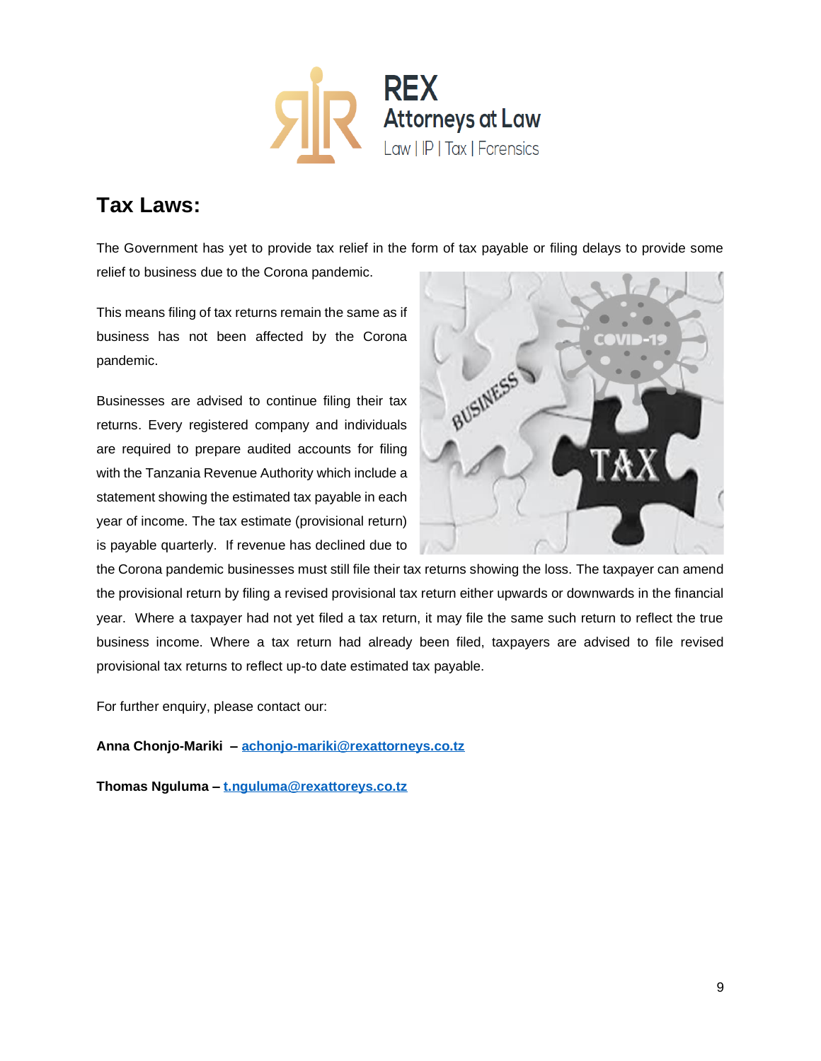## Tax Laws:

The Government has yet to provide tax relief in the form of tax payable or filing delays to provide some relief to business due to the Corona pandemic.

This means filing of tax returns remain the same as if business has not been affected by the Corona pandemic.

Businesses are advised to continue filing their tax returns. Every registered company and individuals are required to prepare audited accounts for filing with the Tanzania Revenue Authority which include a statement showing the estimated tax payable in each year of income. The tax estimate (provisional return) is payable quarterly. If revenue has declined due to the Corona pandemic businesses must still file their tax returns showing the loss. The taxpayer can amend the provisional return by filing a revised provisional tax return either upwards or downwards in the financial year. Where a taxpayer had not yet filed a tax return, it may file the same such return to reflect the true business income. Where a tax return had already been filed, taxpayers are advised to file revised provisional tax returns to reflect up-to date estimated tax payable.

For further enquiry, please contact our:

**Anna Chonjo-Mariki – achonjo-mariki@rexattorneys.co.tz**

**Thomas Nguluma – t.nguluma@rexattoreys.co.tz**